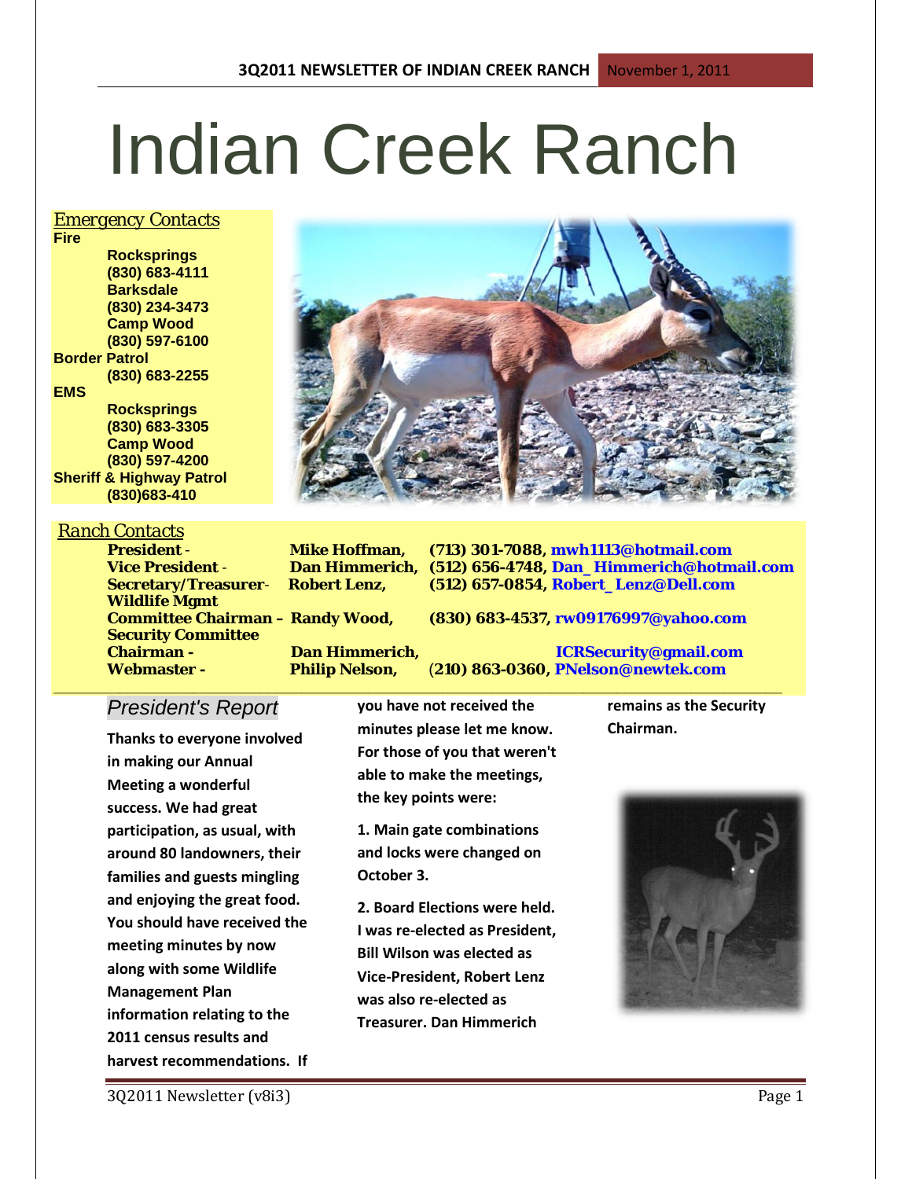# Indian Creek Ranch

*Emergency Contacts*

**Fire**
- **Rocksprings** **(830) 683-4111**
- **Barksdale** **(830) 234-3473**
- **Camp Wood** **(830) 597-6100**

**Border Patrol**
- **(830) 683-2255**

**EMS**
- **Rocksprings** **(830) 683-3305**
- **Camp Wood** **(830) 597-4200**

**Sheriff & Highway Patrol**
- **(830)683-410**

*Ranch Contacts*

| | | |
|---|---|---|
| **President -** | **Mike Hoffman,** | **(713) 301-7088, mwh1113@hotmail.com** |
| **Vice President -** | **Dan Himmerich,** | **(512) 656-4748, Dan_Himmerich@hotmail.com** |
| **Secretary/Treasurer-** | **Robert Lenz,** | **(512) 657-0854, Robert_Lenz@Dell.com** |
| **Wildlife Mgmt Committee Chairman –** | **Randy Wood,** | **(830) 683-4537, rw09176997@yahoo.com** |
| **Security Committee Chairman -** | **Dan Himmerich,** | **ICRSecurity@gmail.com** |
| **Webmaster -** | **Philip Nelson,** | **(210) 863-0360, PNelson@newtek.com** |

## *President's Report*

**Thanks to everyone involved in making our Annual Meeting a wonderful success. We had great participation, as usual, with around 80 landowners, their families and guests mingling and enjoying the great food. You should have received the meeting minutes by now along with some Wildlife Management Plan information relating to the 2011 census results and harvest recommendations. If you have not received the minutes please let me know. For those of you that weren't able to make the meetings, the key points were:**

**1. Main gate combinations and locks were changed on October 3.**

**2. Board Elections were held. I was re-elected as President, Bill Wilson was elected as Vice-President, Robert Lenz was also re-elected as Treasurer. Dan Himmerich remains as the Security Chairman.**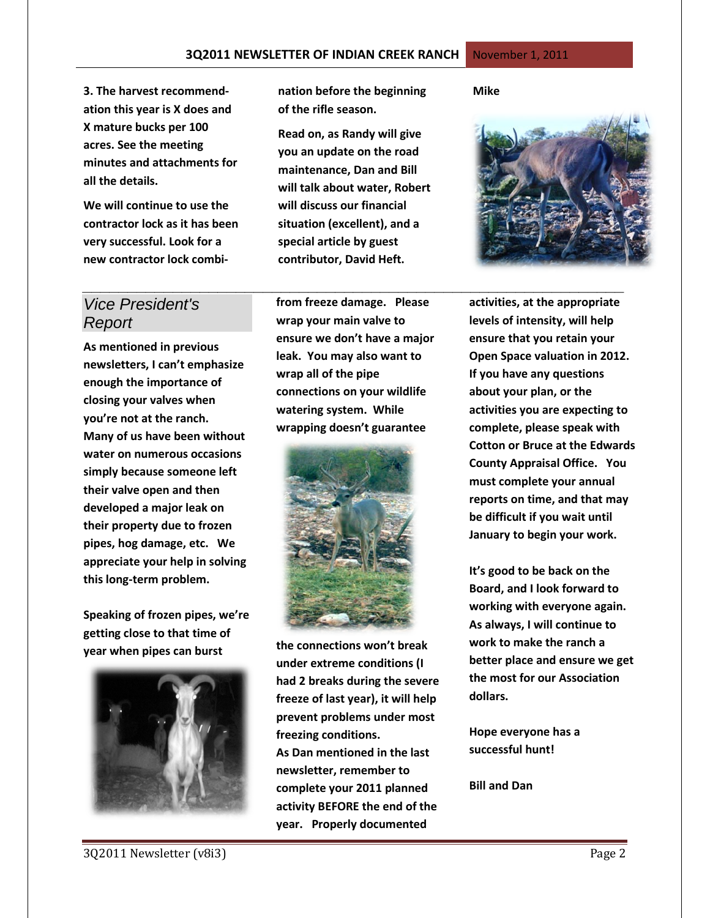**3. The harvest recommendation this year is X does and X mature bucks per 100 acres. See the meeting minutes and attachments for all the details.**

**We will continue to use the contractor lock as it has been very successful. Look for a new contractor lock combination before the beginning of the rifle season.**

**Read on, as Randy will give you an update on the road maintenance, Dan and Bill will talk about water, Robert will discuss our financial situation (excellent), and a special article by guest contributor, David Heft.**

**Mike**

## *Vice President's Report*

**As mentioned in previous newsletters, I can't emphasize enough the importance of closing your valves when you're not at the ranch. Many of us have been without water on numerous occasions simply because someone left their valve open and then developed a major leak on their property due to frozen pipes, hog damage, etc. We appreciate your help in solving this long-term problem.**

**Speaking of frozen pipes, we're getting close to that time of year when pipes can burst from freeze damage. Please wrap your main valve to ensure we don't have a major leak. You may also want to wrap all of the pipe connections on your wildlife watering system. While wrapping doesn't guarantee the connections won't break under extreme conditions (I had 2 breaks during the severe freeze of last year), it will help prevent problems under most freezing conditions.**

**As Dan mentioned in the last newsletter, remember to complete your 2011 planned activity BEFORE the end of the year. Properly documented activities, at the appropriate levels of intensity, will help ensure that you retain your Open Space valuation in 2012. If you have any questions about your plan, or the activities you are expecting to complete, please speak with Cotton or Bruce at the Edwards County Appraisal Office. You must complete your annual reports on time, and that may be difficult if you wait until January to begin your work.**

**It's good to be back on the Board, and I look forward to working with everyone again. As always, I will continue to work to make the ranch a better place and ensure we get the most for our Association dollars.**

**Hope everyone has a successful hunt!**

**Bill and Dan**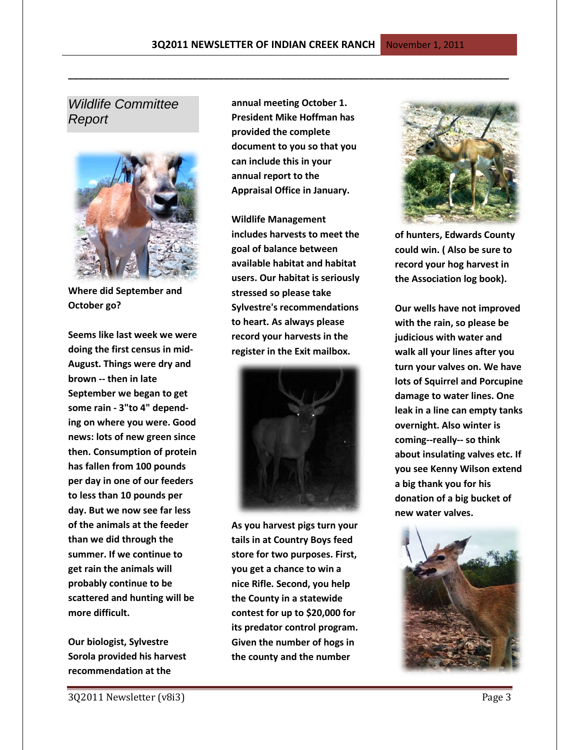## *Wildlife Committee Report*

**Where did September and October go?**

**Seems like last week we were doing the first census in mid-August. Things were dry and brown -- then in late September we began to get some rain - 3"to 4" depending on where you were. Good news: lots of new green since then. Consumption of protein has fallen from 100 pounds per day in one of our feeders to less than 10 pounds per day. But we now see far less of the animals at the feeder than we did through the summer. If we continue to get rain the animals will probably continue to be scattered and hunting will be more difficult.**

**Our biologist, Sylvestre Sorola provided his harvest recommendation at the annual meeting October 1. President Mike Hoffman has provided the complete document to you so that you can include this in your annual report to the Appraisal Office in January.**

**Wildlife Management includes harvests to meet the goal of balance between available habitat and habitat users. Our habitat is seriously stressed so please take Sylvestre's recommendations to heart. As always please record your harvests in the register in the Exit mailbox.**

**As you harvest pigs turn your tails in at Country Boys feed store for two purposes. First, you get a chance to win a nice Rifle. Second, you help the County in a statewide contest for up to $20,000 for its predator control program. Given the number of hogs in the county and the number of hunters, Edwards County could win. ( Also be sure to record your hog harvest in the Association log book).**

**Our wells have not improved with the rain, so please be judicious with water and walk all your lines after you turn your valves on. We have lots of Squirrel and Porcupine damage to water lines. One leak in a line can empty tanks overnight. Also winter is coming--really-- so think about insulating valves etc. If you see Kenny Wilson extend a big thank you for his donation of a big bucket of new water valves.**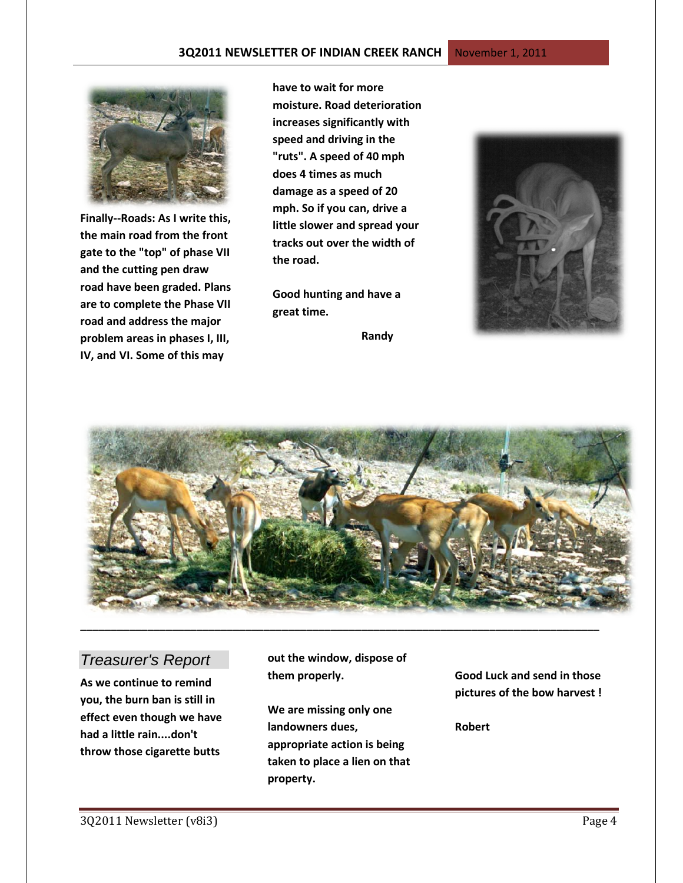**Finally--Roads: As I write this, the main road from the front gate to the "top" of phase VII and the cutting pen draw road have been graded. Plans are to complete the Phase VII road and address the major problem areas in phases I, III, IV, and VI. Some of this may have to wait for more moisture. Road deterioration increases significantly with speed and driving in the "ruts". A speed of 40 mph does 4 times as much damage as a speed of 20 mph. So if you can, drive a little slower and spread your tracks out over the width of the road.**

**Good hunting and have a great time.**

**Randy**

---

## *Treasurer's Report*

**As we continue to remind you, the burn ban is still in effect even though we have had a little rain....don't throw those cigarette butts out the window, dispose of them properly.**

**We are missing only one landowners dues, appropriate action is being taken to place a lien on that property.**

**Good Luck and send in those pictures of the bow harvest !**

**Robert**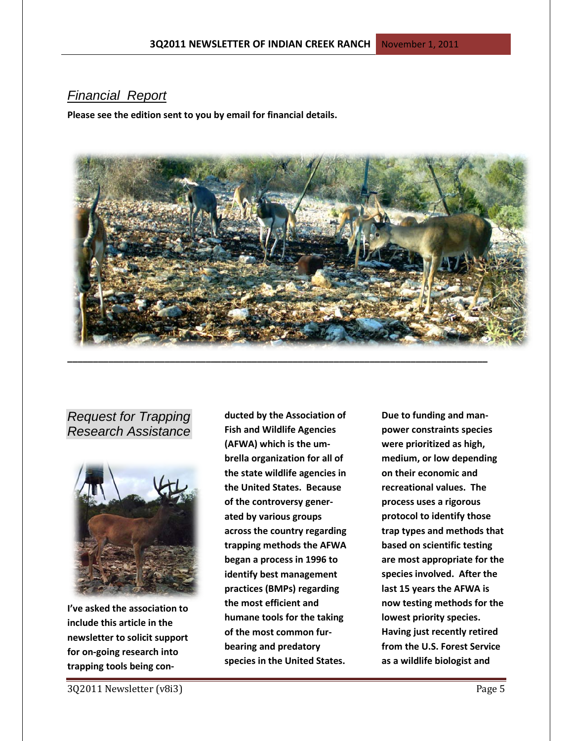## *Financial Report*

**Please see the edition sent to you by email for financial details.**

---

## *Request for Trapping Research Assistance*

**I've asked the association to include this article in the newsletter to solicit support for on-going research into trapping tools being conducted by the Association of Fish and Wildlife Agencies (AFWA) which is the umbrella organization for all of the state wildlife agencies in the United States. Because of the controversy generated by various groups across the country regarding trapping methods the AFWA began a process in 1996 to identify best management practices (BMPs) regarding the most efficient and humane tools for the taking of the most common furbearing and predatory species in the United States.**

**Due to funding and manpower constraints species were prioritized as high, medium, or low depending on their economic and recreational values. The process uses a rigorous protocol to identify those trap types and methods that based on scientific testing are most appropriate for the species involved. After the last 15 years the AFWA is now testing methods for the lowest priority species. Having just recently retired from the U.S. Forest Service as a wildlife biologist and**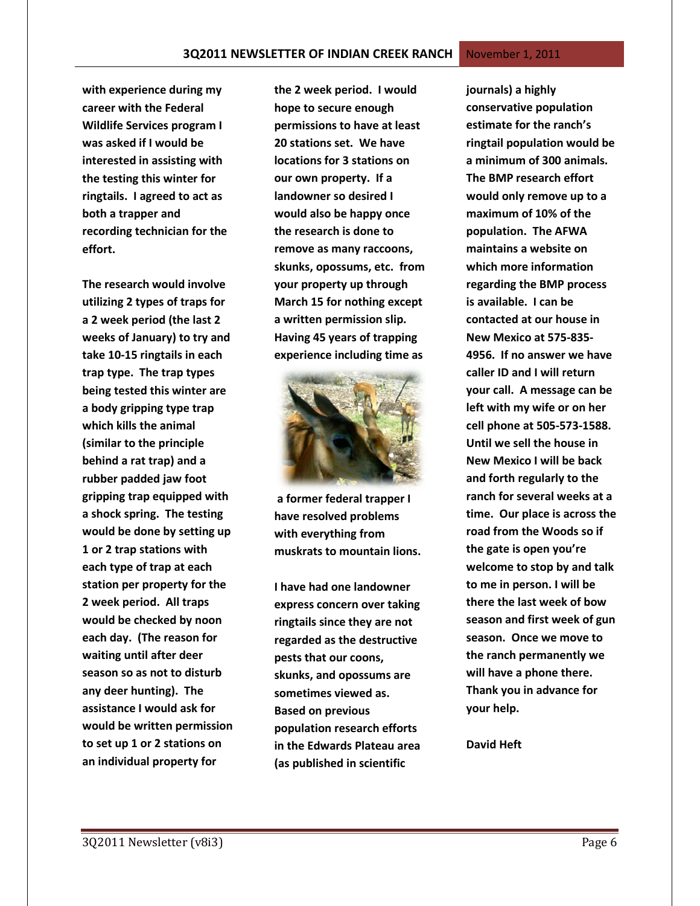**with experience during my career with the Federal Wildlife Services program I was asked if I would be interested in assisting with the testing this winter for ringtails. I agreed to act as both a trapper and recording technician for the effort.**

**The research would involve utilizing 2 types of traps for a 2 week period (the last 2 weeks of January) to try and take 10-15 ringtails in each trap type. The trap types being tested this winter are a body gripping type trap which kills the animal (similar to the principle behind a rat trap) and a rubber padded jaw foot gripping trap equipped with a shock spring. The testing would be done by setting up 1 or 2 trap stations with each type of trap at each station per property for the 2 week period. All traps would be checked by noon each day. (The reason for waiting until after deer season so as not to disturb any deer hunting). The assistance I would ask for would be written permission to set up 1 or 2 stations on an individual property for the 2 week period. I would hope to secure enough permissions to have at least 20 stations set. We have locations for 3 stations on our own property. If a landowner so desired I would also be happy once the research is done to remove as many raccoons, skunks, opossums, etc. from your property up through March 15 for nothing except a written permission slip. Having 45 years of trapping experience including time as a former federal trapper I have resolved problems with everything from muskrats to mountain lions.**

**I have had one landowner express concern over taking ringtails since they are not regarded as the destructive pests that our coons, skunks, and opossums are sometimes viewed as. Based on previous population research efforts in the Edwards Plateau area (as published in scientific journals) a highly conservative population estimate for the ranch's ringtail population would be a minimum of 300 animals. The BMP research effort would only remove up to a maximum of 10% of the population. The AFWA maintains a website on which more information regarding the BMP process is available. I can be contacted at our house in New Mexico at 575-835-4956. If no answer we have caller ID and I will return your call. A message can be left with my wife or on her cell phone at 505-573-1588. Until we sell the house in New Mexico I will be back and forth regularly to the ranch for several weeks at a time. Our place is across the road from the Woods so if the gate is open you're welcome to stop by and talk to me in person. I will be there the last week of bow season and first week of gun season. Once we move to the ranch permanently we will have a phone there. Thank you in advance for your help.**

**David Heft**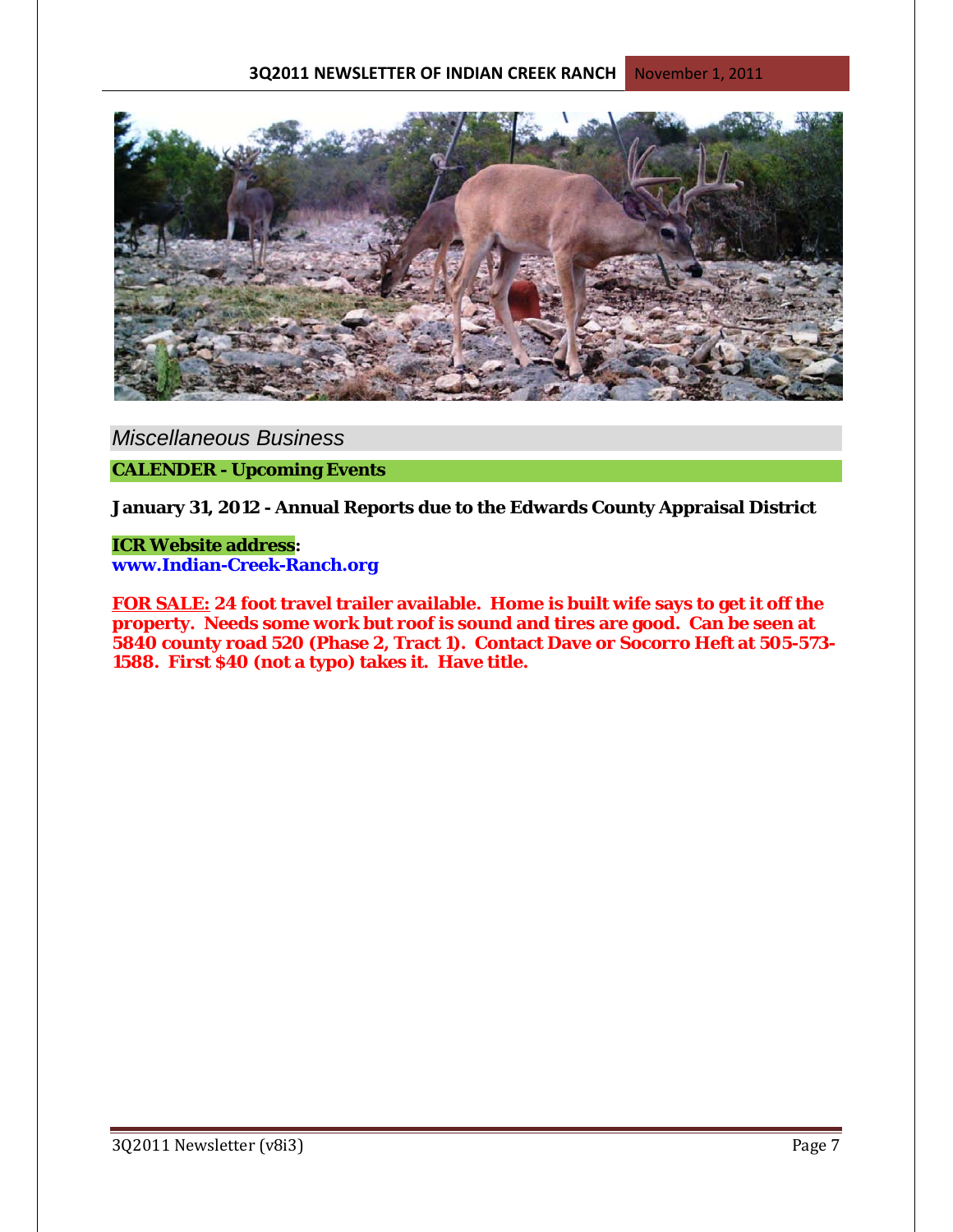## *Miscellaneous Business*

**CALENDER - Upcoming Events**

**January 31, 2012 - Annual Reports due to the Edwards County Appraisal District**

**ICR Website address:**
**www.Indian-Creek-Ranch.org**

**FOR SALE: 24 foot travel trailer available. Home is built wife says to get it off the property. Needs some work but roof is sound and tires are good. Can be seen at 5840 county road 520 (Phase 2, Tract 1). Contact Dave or Socorro Heft at 505-573-1588. First $40 (not a typo) takes it. Have title.**